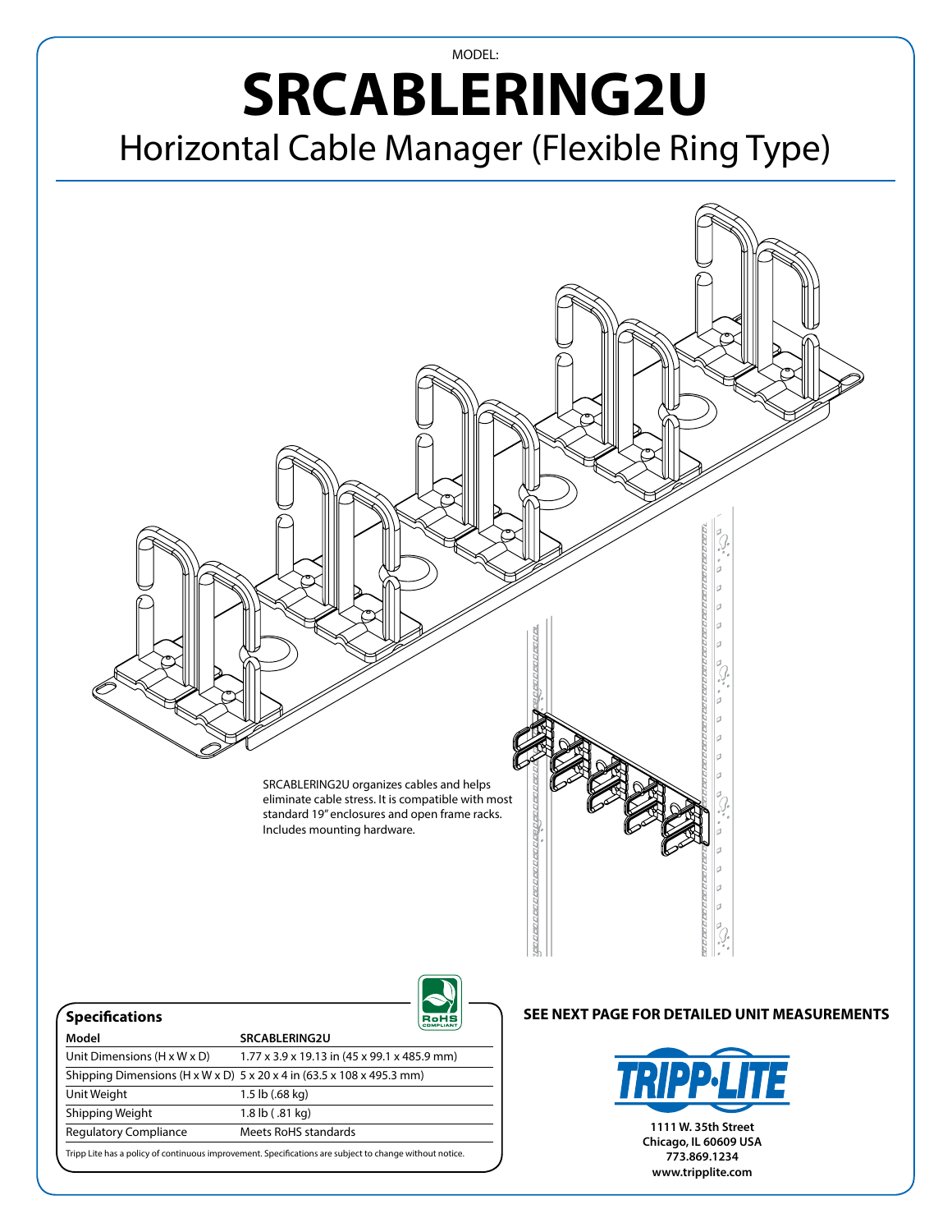MODEL:

# SRCABLERING2U

## Horizontal Cable Manager (Flexible Ring Type)

SRCABLERING2U organizes cables and helps eliminate cable stress. It is compatible with most standard 19" enclosures and open frame racks. Includes mounting hardware.

### Specifications

| Model | SRCABLERING2U |
|---|---|
| Unit Dimensions (H x W x D) | 1.77 x 3.9 x 19.13 in (45 x 99.1 x 485.9 mm) |
| Shipping Dimensions (H x W x D) | 5 x 20 x 4 in (63.5 x 108 x 495.3 mm) |
| Unit Weight | 1.5 lb (.68 kg) |
| Shipping Weight | 1.8 lb ( .81 kg) |
| Regulatory Compliance | Meets RoHS standards |

Tripp Lite has a policy of continuous improvement. Specifications are subject to change without notice.

**SEE NEXT PAGE FOR DETAILED UNIT MEASUREMENTS**

**1111 W. 35th Street**
**Chicago, IL 60609 USA**
**773.869.1234**
**www.tripplite.com**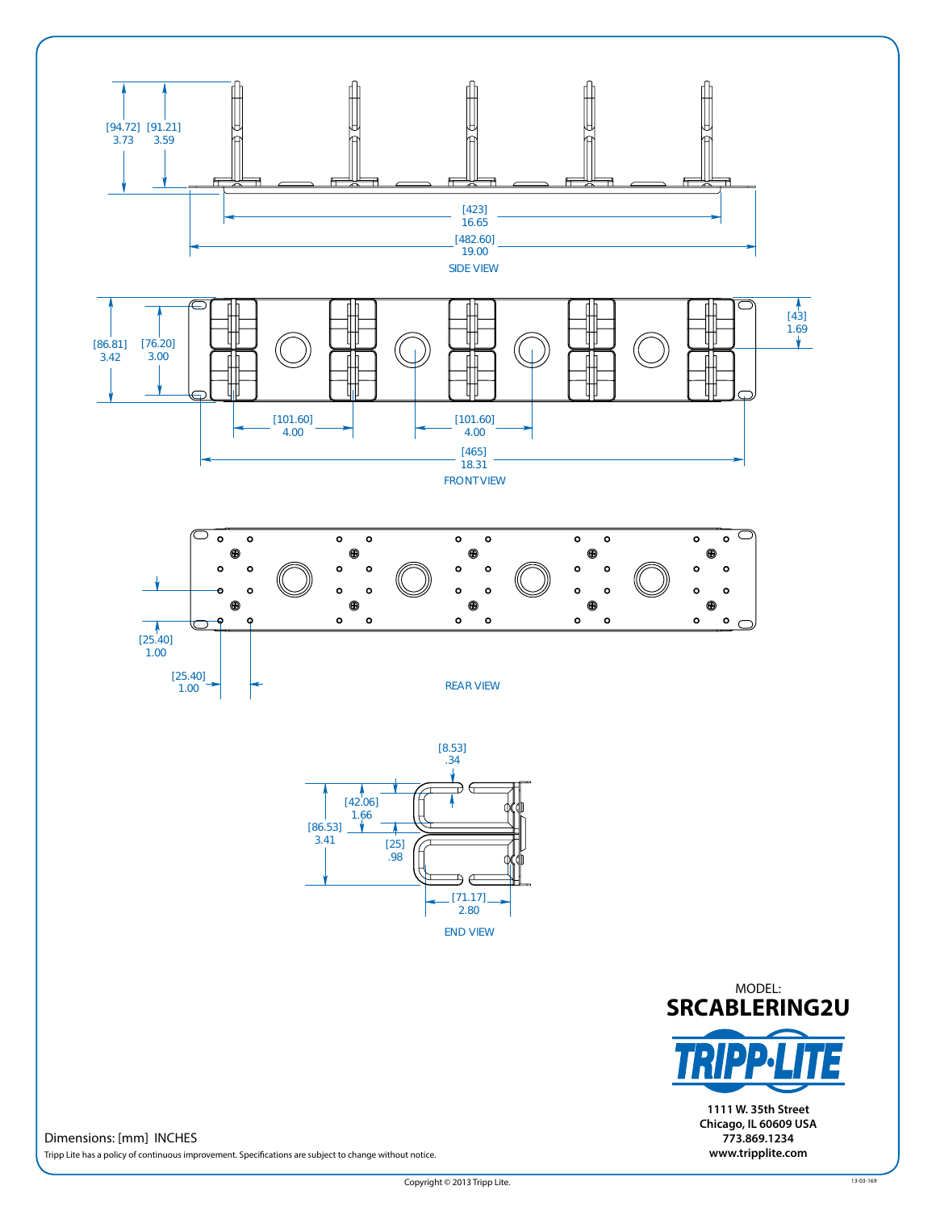[94.72]
3.73

[91.21]
3.59

[423]
16.65

[482.60]
19.00

SIDE VIEW

[86.81]
3.42

[76.20]
3.00

[43]
1.69

[101.60]
4.00

[101.60]
4.00

[465]
18.31

FRONT VIEW

[25.40]
1.00

[25.40]
1.00

REAR VIEW

[8.53]
.34

[42.06]
1.66

[86.53]
3.41

[25]
.98

[71.17]
2.80

END VIEW

MODEL:

**SRCABLERING2U**

**TRIPP·LITE**

**1111 W. 35th Street**
**Chicago, IL 60609 USA**
**773.869.1234**
**www.tripplite.com**

Dimensions: [mm] INCHES

Tripp Lite has a policy of continuous improvement. Specifications are subject to change without notice.

Copyright © 2013 Tripp Lite.

13-03-169